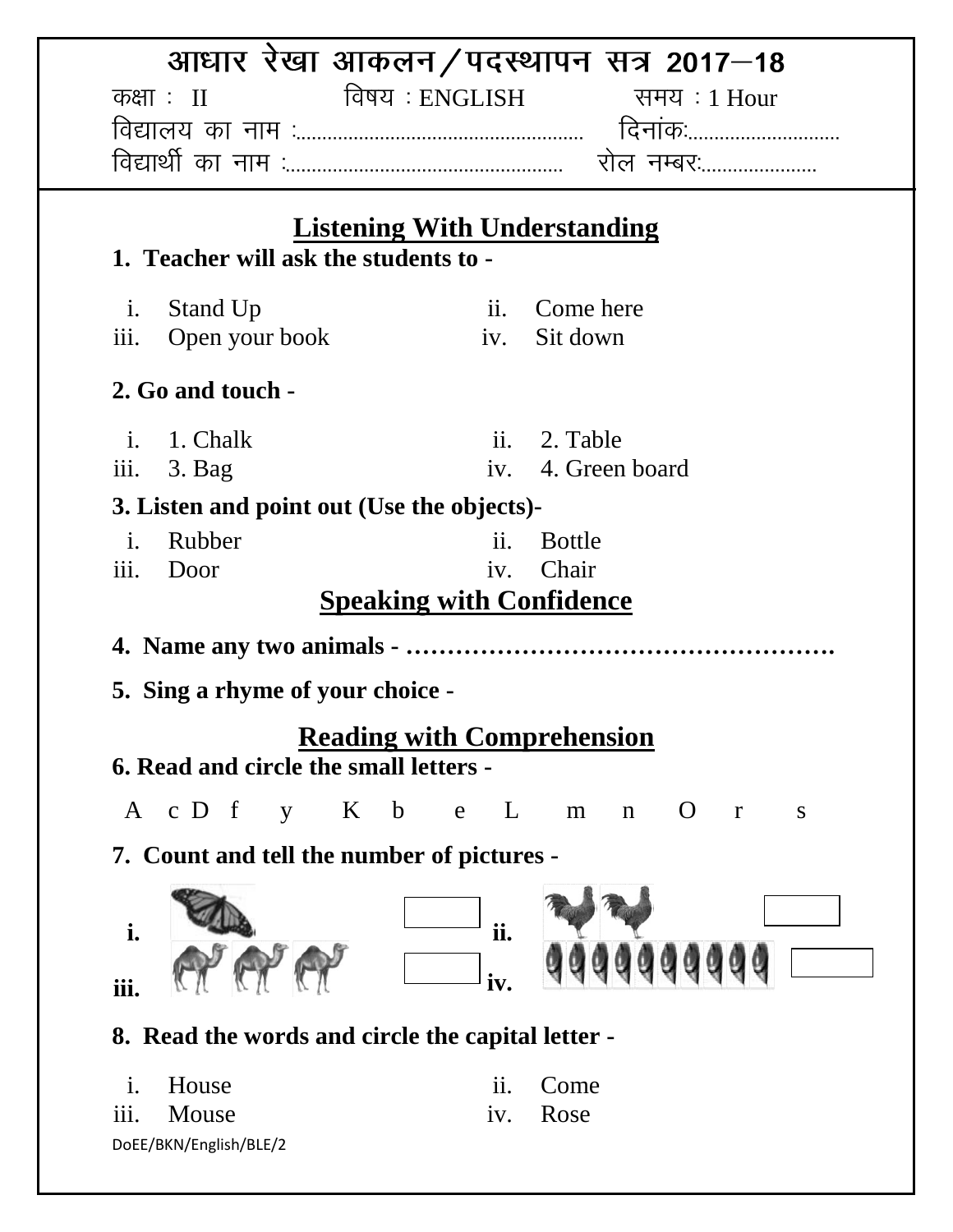# आधार रेखा आकलन/पदस्थापन सत्र 2017–18

कक्षा : II विषय : ENGLISH समय : 1 Hour

विद्यालय का नाम :...................................................... दिनांक:............................

विद्यार्थी का नाम :................................................... रोल नम्बर:......................

## Listening With Understanding

**1. Teacher will ask the students to -**

i. Stand Up ii. Come here

iii. Open your book iv. Sit down

**2. Go and touch -**

i. 1. Chalk ii. 2. Table

iii. 3. Bag iv. 4. Green board

**3. Listen and point out (Use the objects)-**

i. Rubber ii. Bottle

iii. Door iv. Chair

## Speaking with Confidence

**4. Name any two animals - …………………………………………….**

**5. Sing a rhyme of your choice -**

## Reading with Comprehension

**6. Read and circle the small letters -**

A c D f y K b e L m n O r s

**7. Count and tell the number of pictures -**

i. [ ] ii. [ ]

iii. [ ] iv. [ ]

**8. Read the words and circle the capital letter -**

i. House ii. Come

iii. Mouse iv. Rose

DoEE/BKN/English/BLE/2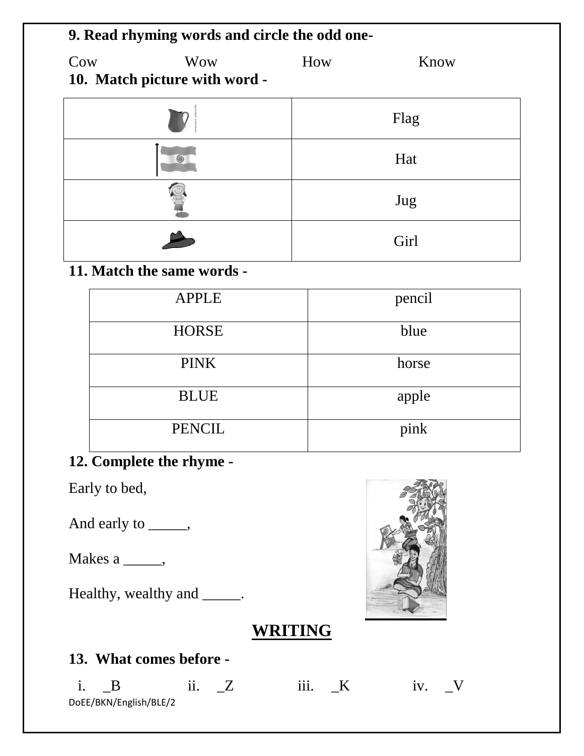**9. Read rhyming words and circle the odd one-**

Cow Wow How Know

**10. Match picture with word -**

| | |
|---|---|
| | Flag |
| | Hat |
| | Jug |
| | Girl |

**11. Match the same words -**

| | |
|---|---|
| APPLE | pencil |
| HORSE | blue |
| PINK | horse |
| BLUE | apple |
| PENCIL | pink |

**12. Complete the rhyme -**

Early to bed,

And early to _____,

Makes a _____,

Healthy, wealthy and _____.

## WRITING

**13. What comes before -**

i. _B ii. _Z iii. _K iv. _V

DoEE/BKN/English/BLE/2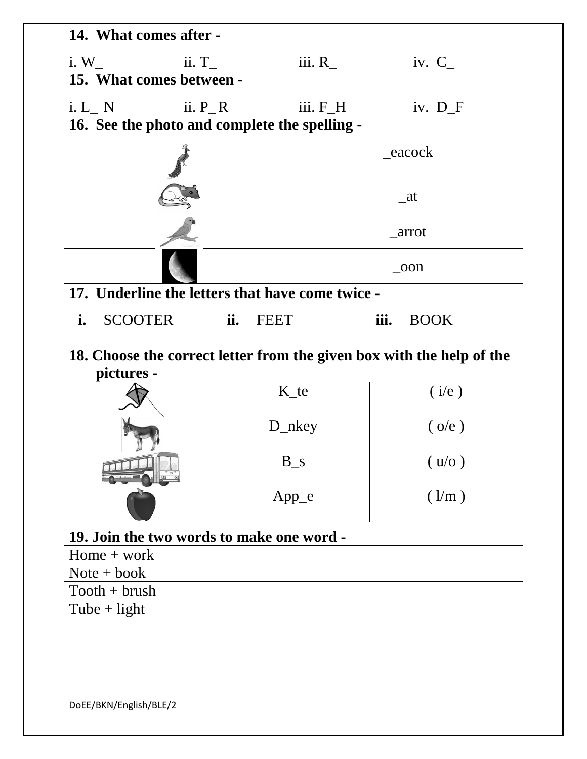**14. What comes after -**

i. W_ ii. T_ iii. R_ iv. C_

**15. What comes between -**

i. L_ N ii. P_ R iii. F_H iv. D_F

**16. See the photo and complete the spelling -**

| | |
|---|---|
| | _eacock |
| | _at |
| | _arrot |
| | _oon |

**17. Underline the letters that have come twice -**

**i.** SCOOTER **ii.** FEET **iii.** BOOK

**18. Choose the correct letter from the given box with the help of the pictures -**

| | | |
|---|---|---|
| | K_te | ( i/e ) |
| | D_nkey | ( o/e ) |
| | B_s | ( u/o ) |
| | App_e | ( l/m ) |

**19. Join the two words to make one word -**

| | |
|---|---|
| Home + work | |
| Note + book | |
| Tooth + brush | |
| Tube + light | |

DoEE/BKN/English/BLE/2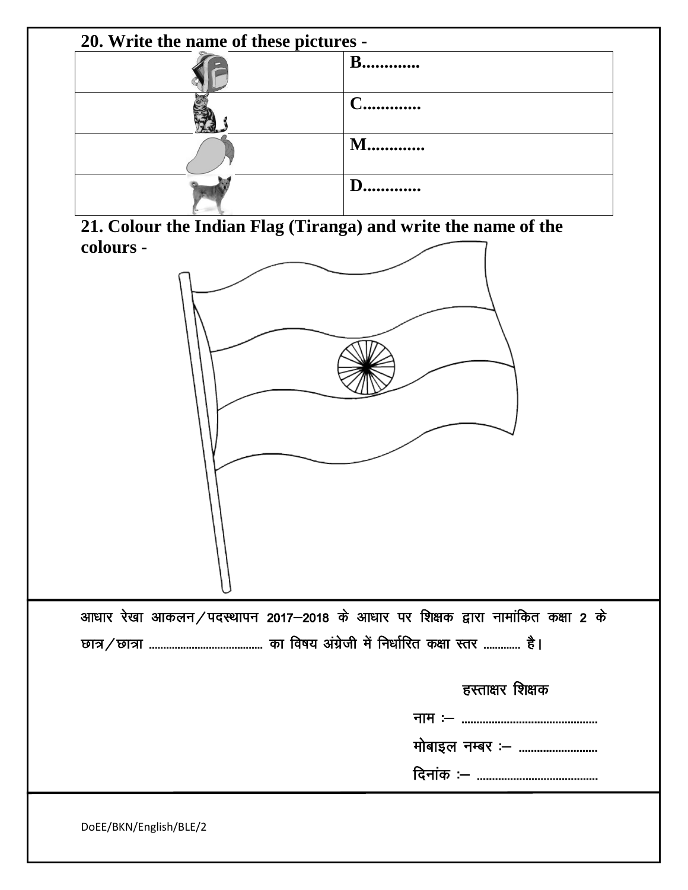**20. Write the name of these pictures -**

| | |
|---|---|
| | B............. |
| | C............. |
| | M............. |
| | D............. |

**21. Colour the Indian Flag (Tiranga) and write the name of the colours -**

आधार रेखा आकलन/पदस्थापन 2017–2018 के आधार पर शिक्षक द्वारा नामांकित कक्षा 2 के छात्र/छात्रा ...................................... का विषय अंग्रेजी में निर्धारित कक्षा स्तर ............ है।

हस्ताक्षर शिक्षक

नाम :– .............................................

मोबाइल नम्बर :– .........................

दिनांक :– .......................................

DoEE/BKN/English/BLE/2